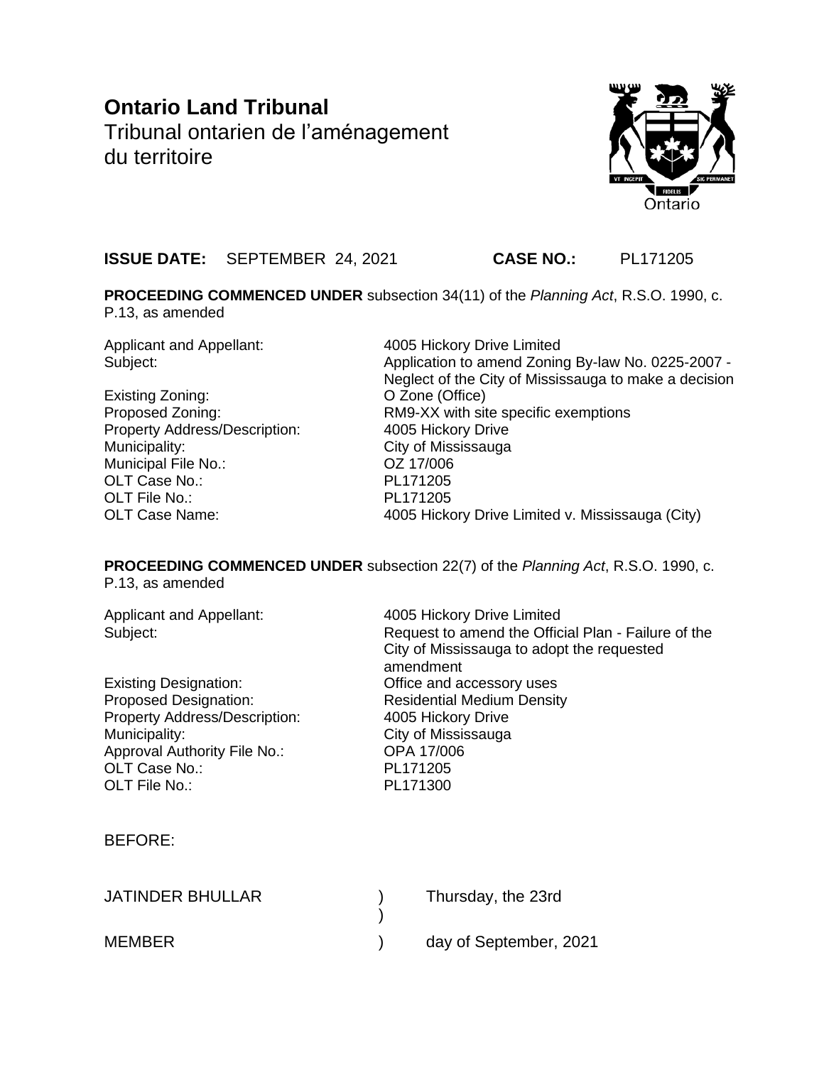# Ontario Land Tribunal

Tribunal ontarien de l'aménagement du territoire

**ISSUE DATE:** SEPTEMBER 24, 2021 **CASE NO.:** PL171205

**PROCEEDING COMMENCED UNDER** subsection 34(11) of the *Planning Act*, R.S.O. 1990, c. P.13, as amended

| | |
|---|---|
| Applicant and Appellant: | 4005 Hickory Drive Limited |
| Subject: | Application to amend Zoning By-law No. 0225-2007 - Neglect of the City of Mississauga to make a decision |
| Existing Zoning: | O Zone (Office) |
| Proposed Zoning: | RM9-XX with site specific exemptions |
| Property Address/Description: | 4005 Hickory Drive |
| Municipality: | City of Mississauga |
| Municipal File No.: | OZ 17/006 |
| OLT Case No.: | PL171205 |
| OLT File No.: | PL171205 |
| OLT Case Name: | 4005 Hickory Drive Limited v. Mississauga (City) |

**PROCEEDING COMMENCED UNDER** subsection 22(7) of the *Planning Act*, R.S.O. 1990, c. P.13, as amended

| | |
|---|---|
| Applicant and Appellant: | 4005 Hickory Drive Limited |
| Subject: | Request to amend the Official Plan - Failure of the City of Mississauga to adopt the requested amendment |
| Existing Designation: | Office and accessory uses |
| Proposed Designation: | Residential Medium Density |
| Property Address/Description: | 4005 Hickory Drive |
| Municipality: | City of Mississauga |
| Approval Authority File No.: | OPA 17/006 |
| OLT Case No.: | PL171205 |
| OLT File No.: | PL171300 |

BEFORE:

| | | |
|---|---|---|
| JATINDER BHULLAR | ) | Thursday, the 23rd |
| | ) | |
| MEMBER | ) | day of September, 2021 |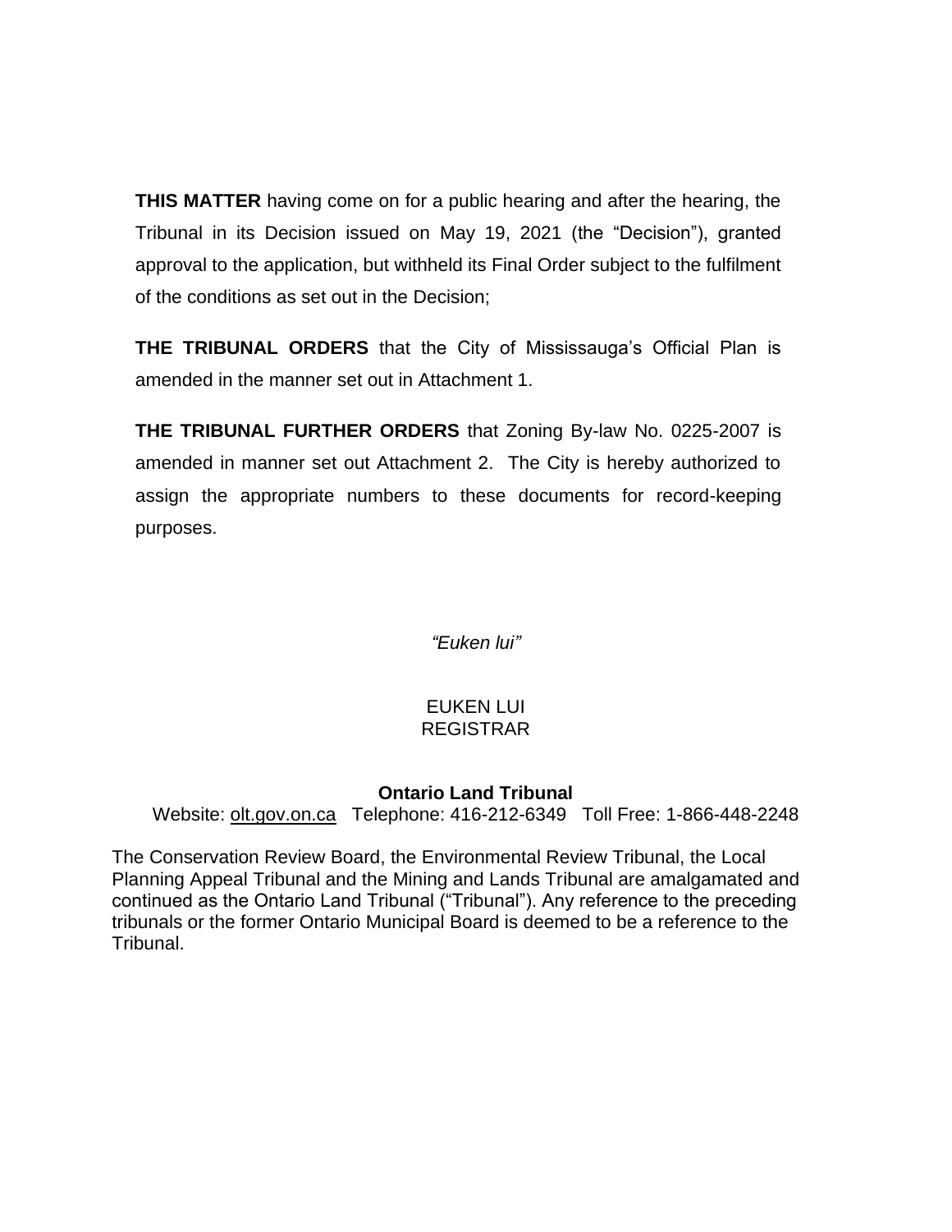**THIS MATTER** having come on for a public hearing and after the hearing, the Tribunal in its Decision issued on May 19, 2021 (the "Decision"), granted approval to the application, but withheld its Final Order subject to the fulfilment of the conditions as set out in the Decision;

**THE TRIBUNAL ORDERS** that the City of Mississauga's Official Plan is amended in the manner set out in Attachment 1.

**THE TRIBUNAL FURTHER ORDERS** that Zoning By-law No. 0225-2007 is amended in manner set out Attachment 2. The City is hereby authorized to assign the appropriate numbers to these documents for record-keeping purposes.

*"Euken lui"*

EUKEN LUI
REGISTRAR

**Ontario Land Tribunal**

Website: olt.gov.on.ca Telephone: 416-212-6349 Toll Free: 1-866-448-2248

The Conservation Review Board, the Environmental Review Tribunal, the Local Planning Appeal Tribunal and the Mining and Lands Tribunal are amalgamated and continued as the Ontario Land Tribunal ("Tribunal"). Any reference to the preceding tribunals or the former Ontario Municipal Board is deemed to be a reference to the Tribunal.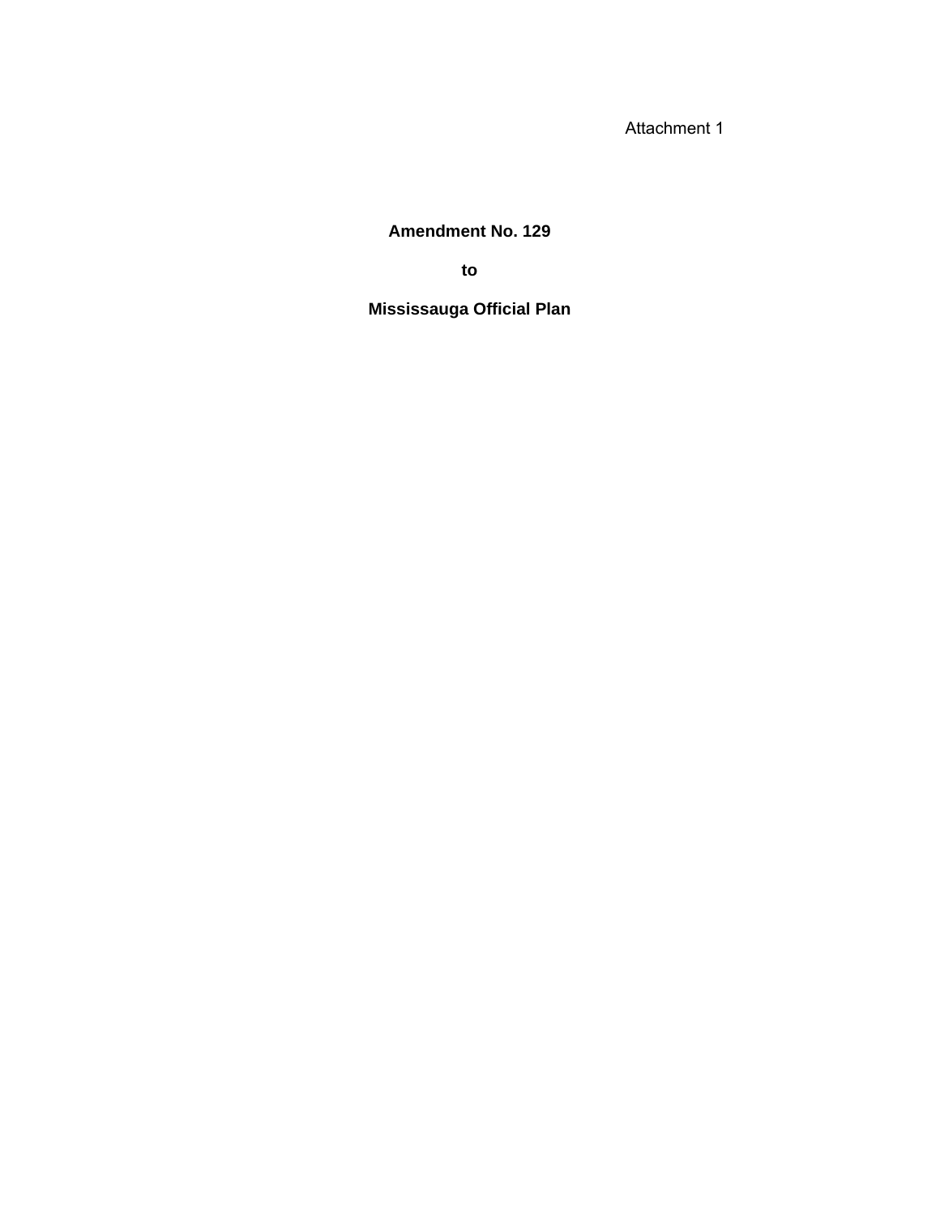Attachment 1

# Amendment No. 129

# to

# Mississauga Official Plan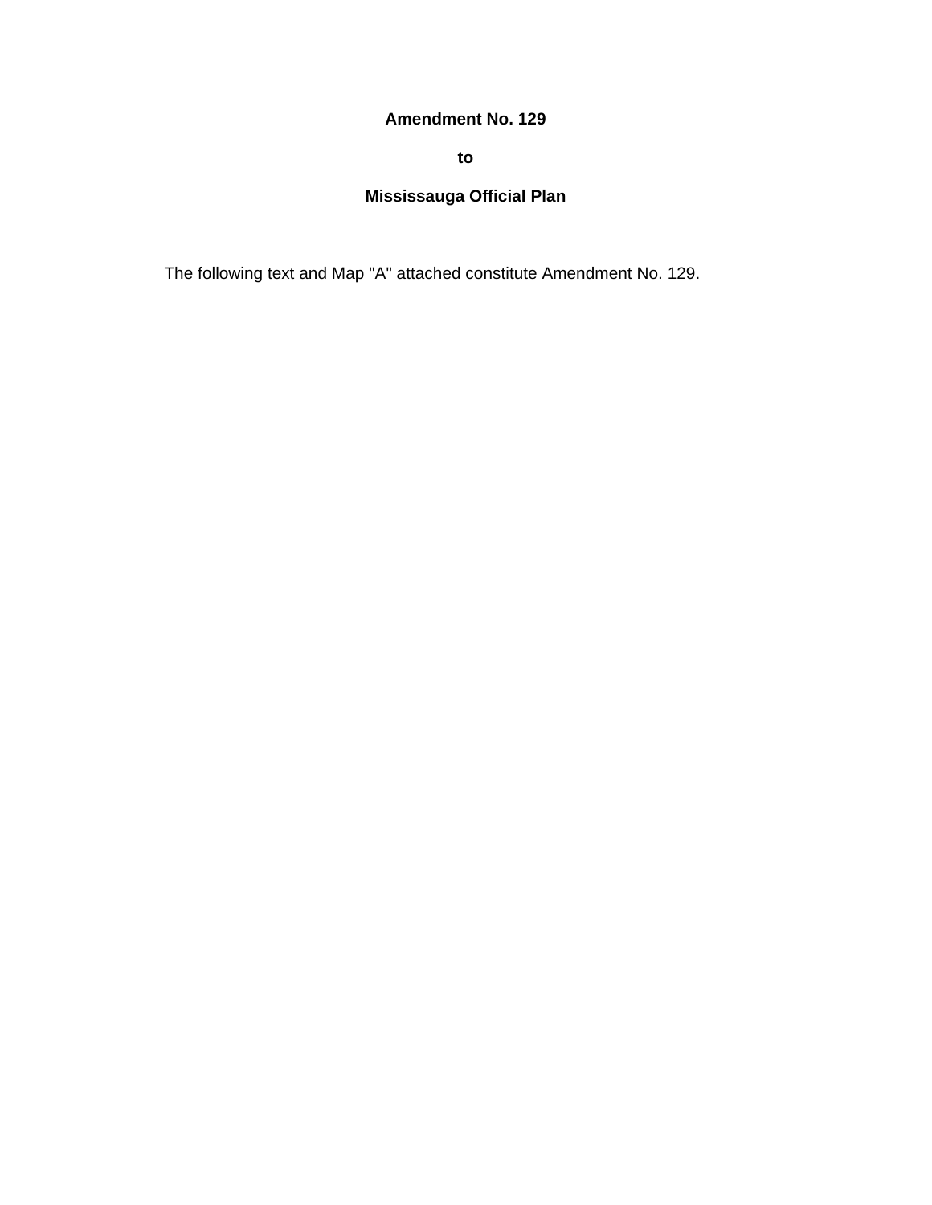**Amendment No. 129**

**to**

**Mississauga Official Plan**

The following text and Map "A" attached constitute Amendment No. 129.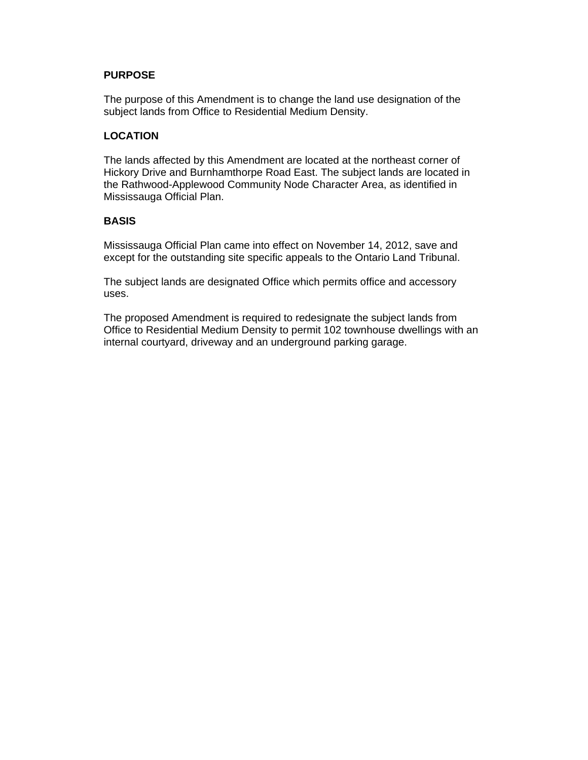**PURPOSE**

The purpose of this Amendment is to change the land use designation of the subject lands from Office to Residential Medium Density.

**LOCATION**

The lands affected by this Amendment are located at the northeast corner of Hickory Drive and Burnhamthorpe Road East. The subject lands are located in the Rathwood-Applewood Community Node Character Area, as identified in Mississauga Official Plan.

**BASIS**

Mississauga Official Plan came into effect on November 14, 2012, save and except for the outstanding site specific appeals to the Ontario Land Tribunal.

The subject lands are designated Office which permits office and accessory uses.

The proposed Amendment is required to redesignate the subject lands from Office to Residential Medium Density to permit 102 townhouse dwellings with an internal courtyard, driveway and an underground parking garage.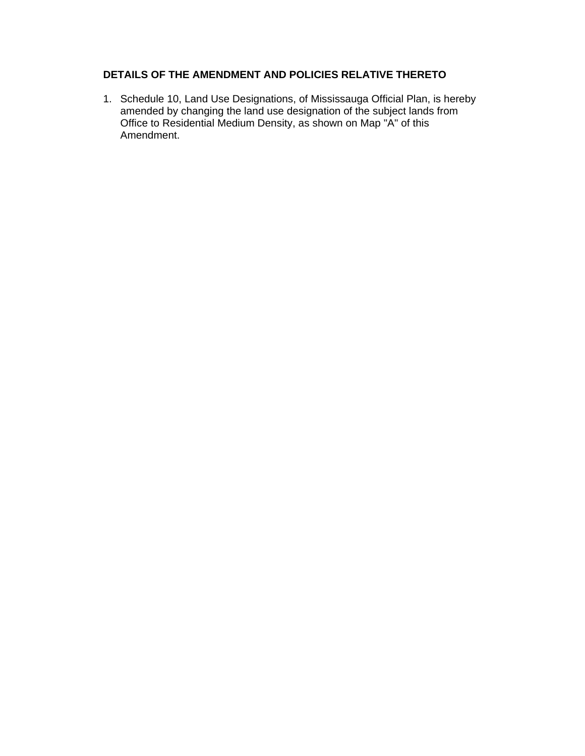**DETAILS OF THE AMENDMENT AND POLICIES RELATIVE THERETO**

1. Schedule 10, Land Use Designations, of Mississauga Official Plan, is hereby amended by changing the land use designation of the subject lands from Office to Residential Medium Density, as shown on Map "A" of this Amendment.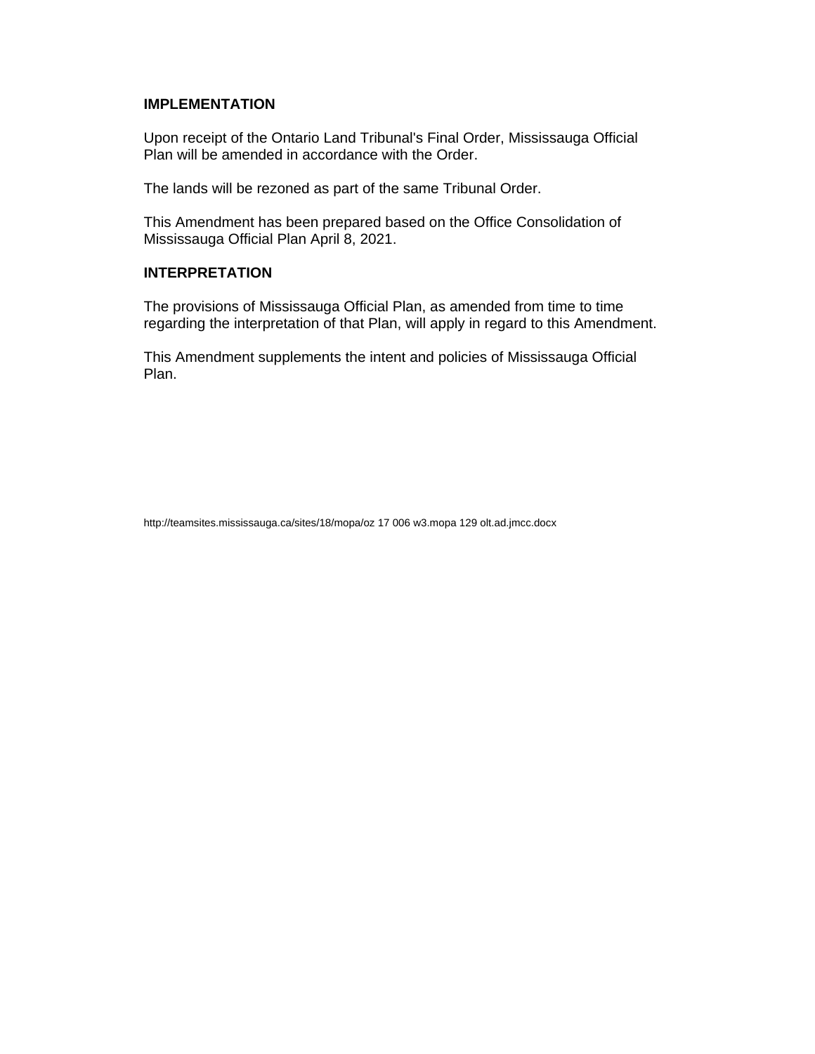**IMPLEMENTATION**

Upon receipt of the Ontario Land Tribunal's Final Order, Mississauga Official Plan will be amended in accordance with the Order.

The lands will be rezoned as part of the same Tribunal Order.

This Amendment has been prepared based on the Office Consolidation of Mississauga Official Plan April 8, 2021.

**INTERPRETATION**

The provisions of Mississauga Official Plan, as amended from time to time regarding the interpretation of that Plan, will apply in regard to this Amendment.

This Amendment supplements the intent and policies of Mississauga Official Plan.

http://teamsites.mississauga.ca/sites/18/mopa/oz 17 006 w3.mopa 129 olt.ad.jmcc.docx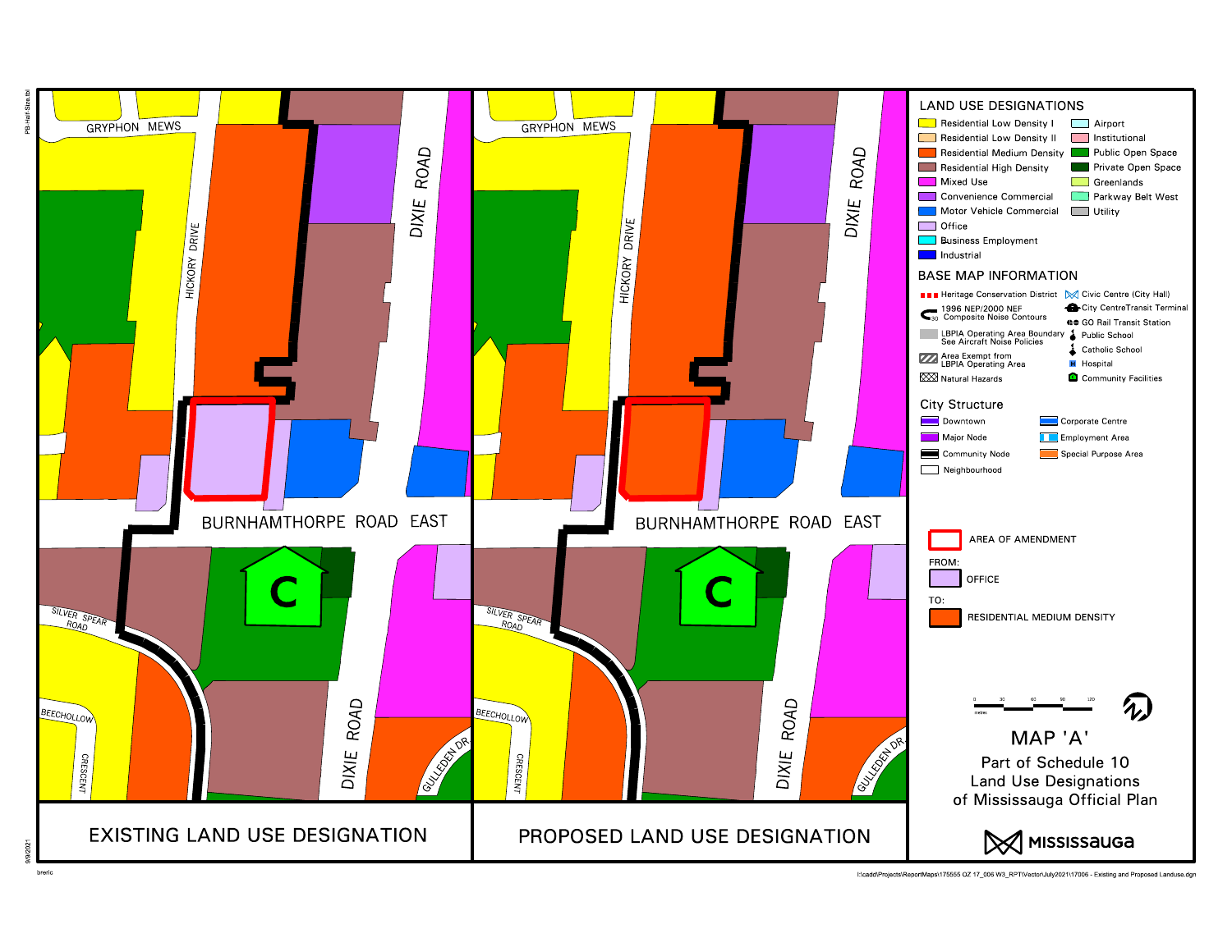GRYPHON MEWS

HICKORY DRIVE

DIXIE ROAD

BURNHAMTHORPE ROAD EAST

SILVER SPEAR ROAD

BEECHOLLOW CRESCENT

GULLEDEN DR.

EXISTING LAND USE DESIGNATION

PROPOSED LAND USE DESIGNATION

## LAND USE DESIGNATIONS

- Residential Low Density I
- Residential Low Density II
- Residential Medium Density
- Residential High Density
- Mixed Use
- Convenience Commercial
- Motor Vehicle Commercial
- Office
- Business Employment
- Industrial
- Airport
- Institutional
- Public Open Space
- Private Open Space
- Greenlands
- Parkway Belt West
- Utility

## BASE MAP INFORMATION

- Heritage Conservation District
- 1996 NEP/2000 NEF Composite Noise Contours
- LBPIA Operating Area Boundary See Aircraft Noise Policies
- Area Exempt from LBPIA Operating Area
- Natural Hazards
- Civic Centre (City Hall)
- City CentreTransit Terminal
- GO Rail Transit Station
- Public School
- Catholic School
- Hospital
- Community Facilities

## City Structure

- Downtown
- Major Node
- Community Node
- Neighbourhood
- Corporate Centre
- Employment Area
- Special Purpose Area

AREA OF AMENDMENT

FROM:

OFFICE

TO:

RESIDENTIAL MEDIUM DENSITY

0 30 60 90 120
metres

# MAP 'A'

Part of Schedule 10
Land Use Designations
of Mississauga Official Plan

MISSISSAUGA